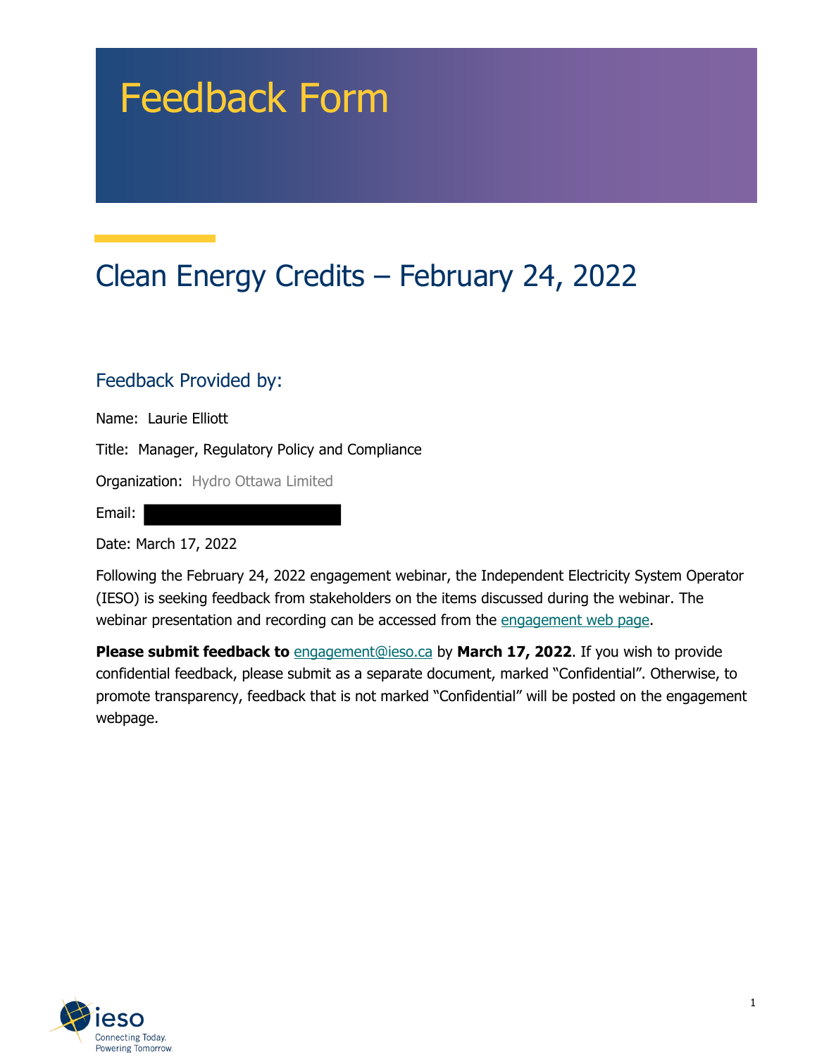# Feedback Form

## Clean Energy Credits – February 24, 2022

### Feedback Provided by:

Name: Laurie Elliott

Title: Manager, Regulatory Policy and Compliance

Organization: Hydro Ottawa Limited

Email:

Date: March 17, 2022

Following the February 24, 2022 engagement webinar, the Independent Electricity System Operator (IESO) is seeking feedback from stakeholders on the items discussed during the webinar. The webinar presentation and recording can be accessed from the engagement web page.

**Please submit feedback to** engagement@ieso.ca by **March 17, 2022**. If you wish to provide confidential feedback, please submit as a separate document, marked "Confidential". Otherwise, to promote transparency, feedback that is not marked "Confidential" will be posted on the engagement webpage.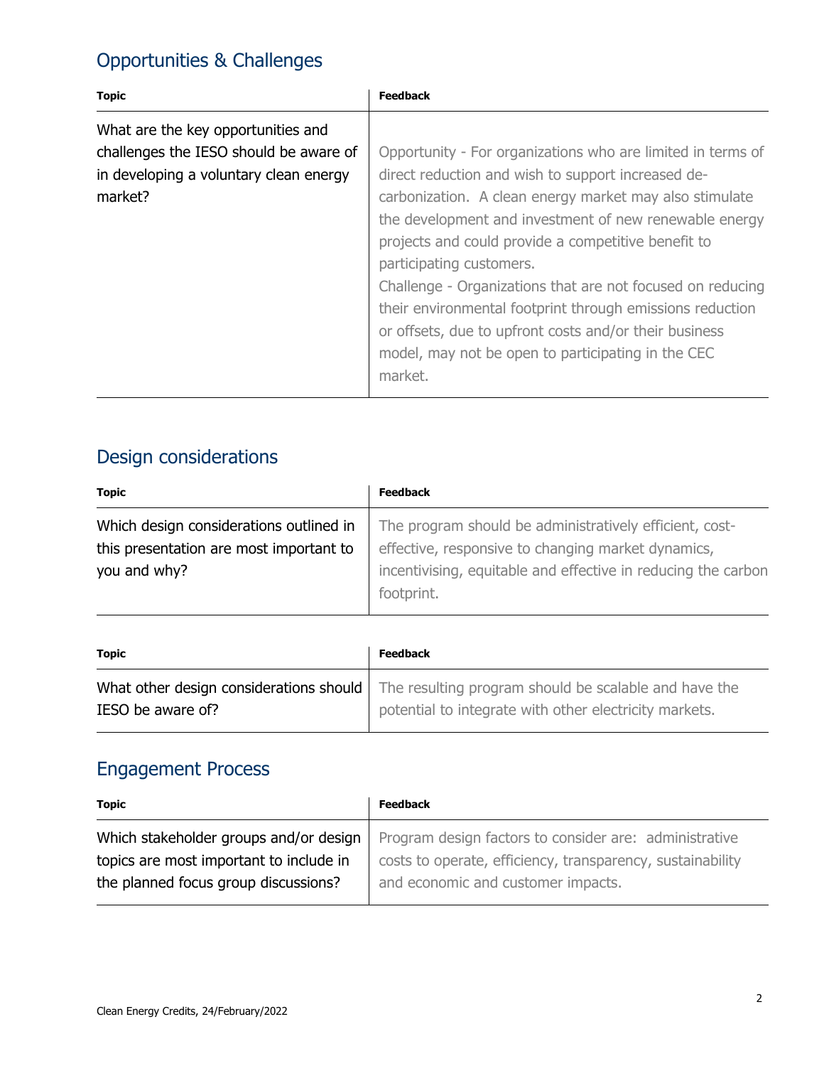## Opportunities & Challenges

| Topic | Feedback |
|---|---|
| What are the key opportunities and challenges the IESO should be aware of in developing a voluntary clean energy market? | Opportunity - For organizations who are limited in terms of direct reduction and wish to support increased de-carbonization. A clean energy market may also stimulate the development and investment of new renewable energy projects and could provide a competitive benefit to participating customers. Challenge - Organizations that are not focused on reducing their environmental footprint through emissions reduction or offsets, due to upfront costs and/or their business model, may not be open to participating in the CEC market. |

## Design considerations

| Topic | Feedback |
|---|---|
| Which design considerations outlined in this presentation are most important to you and why? | The program should be administratively efficient, cost-effective, responsive to changing market dynamics, incentivising, equitable and effective in reducing the carbon footprint. |

| Topic | Feedback |
|---|---|
| What other design considerations should IESO be aware of? | The resulting program should be scalable and have the potential to integrate with other electricity markets. |

## Engagement Process

| Topic | Feedback |
|---|---|
| Which stakeholder groups and/or design topics are most important to include in the planned focus group discussions? | Program design factors to consider are: administrative costs to operate, efficiency, transparency, sustainability and economic and customer impacts. |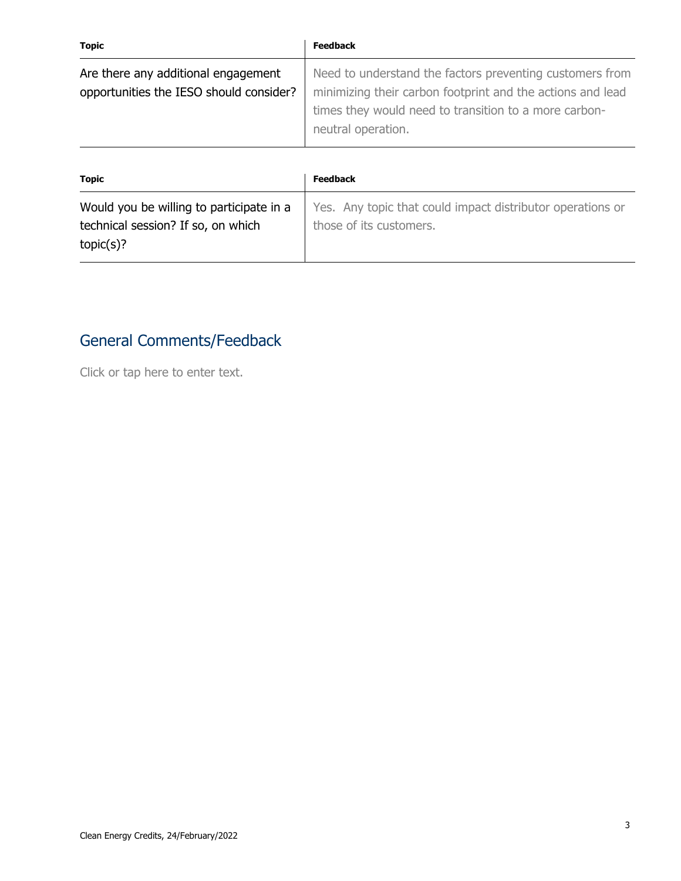| Topic | Feedback |
| --- | --- |
| Are there any additional engagement opportunities the IESO should consider? | Need to understand the factors preventing customers from minimizing their carbon footprint and the actions and lead times they would need to transition to a more carbon-neutral operation. |

| Topic | Feedback |
| --- | --- |
| Would you be willing to participate in a technical session? If so, on which topic(s)? | Yes. Any topic that could impact distributor operations or those of its customers. |

## General Comments/Feedback

Click or tap here to enter text.